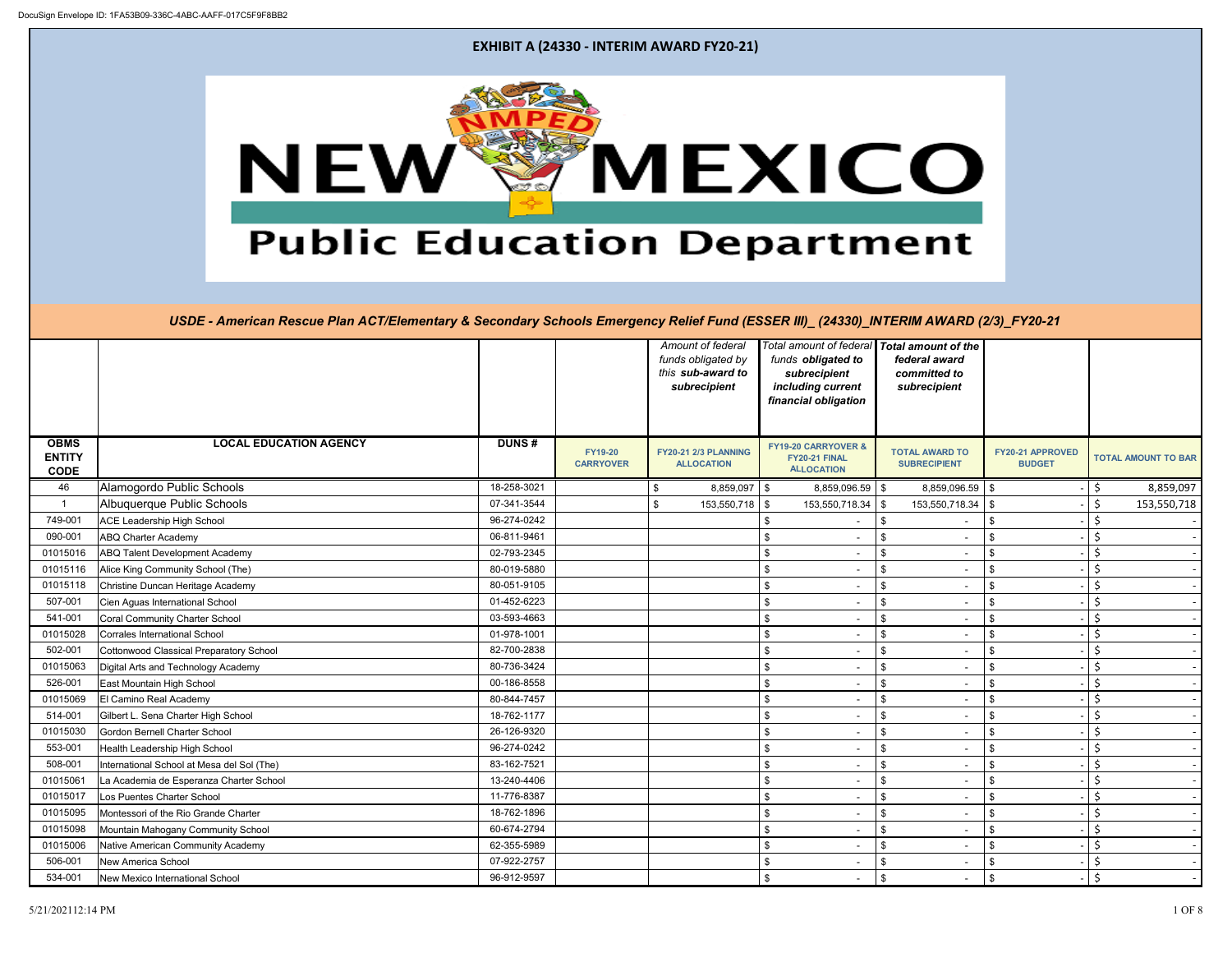DocuSign Envelope ID: 1FA53B09-336C-4ABC-AAFF-017C5F9F8BB2

# EXHIBIT A (24330 - INTERIM AWARD FY20-21)

NEW MEXICO Public Education Department

*USDE - American Rescue Plan ACT/Elementary & Secondary Schools Emergency Relief Fund (ESSER III)_ (24330)_INTERIM AWARD (2/3)_FY20-21*

| | | | | *Amount of federal funds obligated by this **sub-award to subrecipient*** | *Total amount of federal funds **obligated to subrecipient including current financial obligation*** | ***Total amount of the federal award committed to subrecipient*** | | |
|---|---|---|---|---|---|---|---|---|
| **OBMS ENTITY CODE** | **LOCAL EDUCATION AGENCY** | **DUNS #** | **FY19-20 CARRYOVER** | **FY20-21 2/3 PLANNING ALLOCATION** | **FY19-20 CARRYOVER & FY20-21 FINAL ALLOCATION** | **TOTAL AWARD TO SUBRECIPIENT** | **FY20-21 APPROVED BUDGET** | **TOTAL AMOUNT TO BAR** |
| 46 | Alamogordo Public Schools | 18-258-3021 | | $ 8,859,097 | $ 8,859,096.59 | $ 8,859,096.59 | $ - | $ 8,859,097 |
| 1 | Albuquerque Public Schools | 07-341-3544 | | $ 153,550,718 | $ 153,550,718.34 | $ 153,550,718.34 | $ - | $ 153,550,718 |
| 749-001 | ACE Leadership High School | 96-274-0242 | | | $ - | $ - | $ - | $ - |
| 090-001 | ABQ Charter Academy | 06-811-9461 | | | $ - | $ - | $ - | $ - |
| 01015016 | ABQ Talent Development Academy | 02-793-2345 | | | $ - | $ - | $ - | $ - |
| 01015116 | Alice King Community School (The) | 80-019-5880 | | | $ - | $ - | $ - | $ - |
| 01015118 | Christine Duncan Heritage Academy | 80-051-9105 | | | $ - | $ - | $ - | $ - |
| 507-001 | Cien Aguas International School | 01-452-6223 | | | $ - | $ - | $ - | $ - |
| 541-001 | Coral Community Charter School | 03-593-4663 | | | $ - | $ - | $ - | $ - |
| 01015028 | Corrales International School | 01-978-1001 | | | $ - | $ - | $ - | $ - |
| 502-001 | Cottonwood Classical Preparatory School | 82-700-2838 | | | $ - | $ - | $ - | $ - |
| 01015063 | Digital Arts and Technology Academy | 80-736-3424 | | | $ - | $ - | $ - | $ - |
| 526-001 | East Mountain High School | 00-186-8558 | | | $ - | $ - | $ - | $ - |
| 01015069 | El Camino Real Academy | 80-844-7457 | | | $ - | $ - | $ - | $ - |
| 514-001 | Gilbert L. Sena Charter High School | 18-762-1177 | | | $ - | $ - | $ - | $ - |
| 01015030 | Gordon Bernell Charter School | 26-126-9320 | | | $ - | $ - | $ - | $ - |
| 553-001 | Health Leadership High School | 96-274-0242 | | | $ - | $ - | $ - | $ - |
| 508-001 | International School at Mesa del Sol (The) | 83-162-7521 | | | $ - | $ - | $ - | $ - |
| 01015061 | La Academia de Esperanza Charter School | 13-240-4406 | | | $ - | $ - | $ - | $ - |
| 01015017 | Los Puentes Charter School | 11-776-8387 | | | $ - | $ - | $ - | $ - |
| 01015095 | Montessori of the Rio Grande Charter | 18-762-1896 | | | $ - | $ - | $ - | $ - |
| 01015098 | Mountain Mahogany Community School | 60-674-2794 | | | $ - | $ - | $ - | $ - |
| 01015006 | Native American Community Academy | 62-355-5989 | | | $ - | $ - | $ - | $ - |
| 506-001 | New America School | 07-922-2757 | | | $ - | $ - | $ - | $ - |
| 534-001 | New Mexico International School | 96-912-9597 | | | $ - | $ - | $ - | $ - |

5/21/202112:14 PM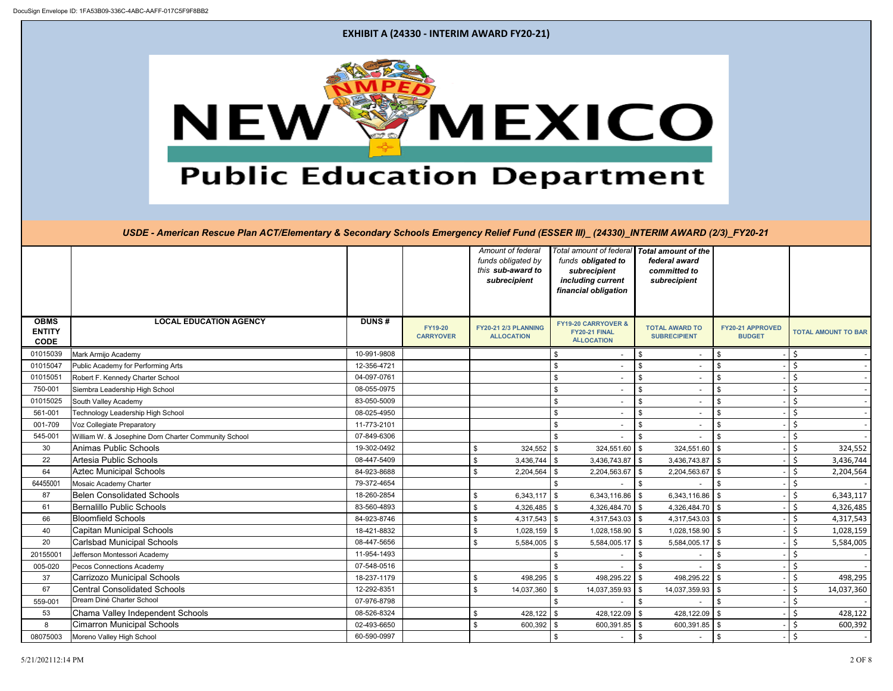# EXHIBIT A (24330 - INTERIM AWARD FY20-21)

**NEW MEXICO Public Education Department**

***USDE - American Rescue Plan ACT/Elementary & Secondary Schools Emergency Relief Fund (ESSER III)_ (24330)_INTERIM AWARD (2/3)_FY20-21***

| | | | | *Amount of federal funds obligated by this **sub-award** to subrecipient* | *Total amount of federal funds **obligated to subrecipient including current financial obligation*** | ***Total amount of the federal award committed to subrecipient*** | | |
|---|---|---|---|---|---|---|---|---|
| **OBMS ENTITY CODE** | **LOCAL EDUCATION AGENCY** | **DUNS #** | **FY19-20 CARRYOVER** | **FY20-21 2/3 PLANNING ALLOCATION** | **FY19-20 CARRYOVER & FY20-21 FINAL ALLOCATION** | **TOTAL AWARD TO SUBRECIPIENT** | **FY20-21 APPROVED BUDGET** | **TOTAL AMOUNT TO BAR** |
| 01015039 | Mark Armijo Academy | 10-991-9808 | | | $ - | $ - | $ - | $ - |
| 01015047 | Public Academy for Performing Arts | 12-356-4721 | | | $ - | $ - | $ - | $ - |
| 01015051 | Robert F. Kennedy Charter School | 04-097-0761 | | | $ - | $ - | $ - | $ - |
| 750-001 | Siembra Leadership High School | 08-055-0975 | | | $ - | $ - | $ - | $ - |
| 01015025 | South Valley Academy | 83-050-5009 | | | $ - | $ - | $ - | $ - |
| 561-001 | Technology Leadership High School | 08-025-4950 | | | $ - | $ - | $ - | $ - |
| 001-709 | Voz Collegiate Preparatory | 11-773-2101 | | | $ - | $ - | $ - | $ - |
| 545-001 | William W. & Josephine Dorn Charter Community School | 07-849-6306 | | | $ - | $ - | $ - | $ - |
| 30 | Animas Public Schools | 19-302-0492 | | $ 324,552 | $ 324,551.60 | $ 324,551.60 | $ - | $ 324,552 |
| 22 | Artesia Public Schools | 08-447-5409 | | $ 3,436,744 | $ 3,436,743.87 | $ 3,436,743.87 | $ - | $ 3,436,744 |
| 64 | Aztec Municipal Schools | 84-923-8688 | | $ 2,204,564 | $ 2,204,563.67 | $ 2,204,563.67 | $ - | $ 2,204,564 |
| 64455001 | Mosaic Academy Charter | 79-372-4654 | | | $ - | $ - | $ - | $ - |
| 87 | Belen Consolidated Schools | 18-260-2854 | | $ 6,343,117 | $ 6,343,116.86 | $ 6,343,116.86 | $ - | $ 6,343,117 |
| 61 | Bernalillo Public Schools | 83-560-4893 | | $ 4,326,485 | $ 4,326,484.70 | $ 4,326,484.70 | $ - | $ 4,326,485 |
| 66 | Bloomfield Schools | 84-923-8746 | | $ 4,317,543 | $ 4,317,543.03 | $ 4,317,543.03 | $ - | $ 4,317,543 |
| 40 | Capitan Municipal Schools | 18-421-8832 | | $ 1,028,159 | $ 1,028,158.90 | $ 1,028,158.90 | $ - | $ 1,028,159 |
| 20 | Carlsbad Municipal Schools | 08-447-5656 | | $ 5,584,005 | $ 5,584,005.17 | $ 5,584,005.17 | $ - | $ 5,584,005 |
| 20155001 | Jefferson Montessori Academy | 11-954-1493 | | | $ - | $ - | $ - | $ - |
| 005-020 | Pecos Connections Academy | 07-548-0516 | | | $ - | $ - | $ - | $ - |
| 37 | Carrizozo Municipal Schools | 18-237-1179 | | $ 498,295 | $ 498,295.22 | $ 498,295.22 | $ - | $ 498,295 |
| 67 | Central Consolidated Schools | 12-292-8351 | | $ 14,037,360 | $ 14,037,359.93 | $ 14,037,359.93 | $ - | $ 14,037,360 |
| 559-001 | Dream Diné Charter School | 07-976-8798 | | | $ - | $ - | $ - | $ - |
| 53 | Chama Valley Independent Schools | 08-526-8324 | | $ 428,122 | $ 428,122.09 | $ 428,122.09 | $ - | $ 428,122 |
| 8 | Cimarron Municipal Schools | 02-493-6650 | | $ 600,392 | $ 600,391.85 | $ 600,391.85 | $ - | $ 600,392 |
| 08075003 | Moreno Valley High School | 60-590-0997 | | | $ - | $ - | $ - | $ - |

5/21/2021 12:14 PM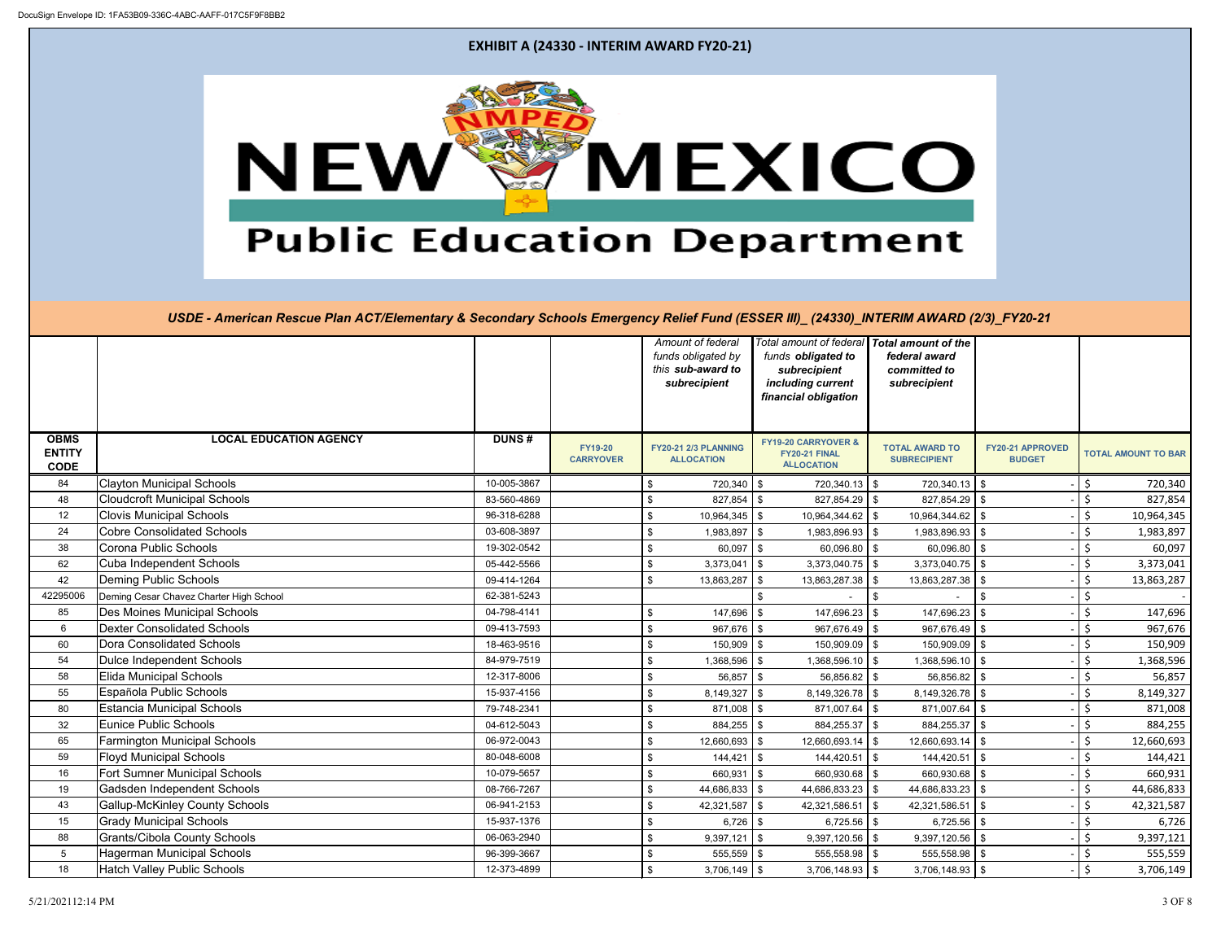# EXHIBIT A (24330 - INTERIM AWARD FY20-21)

NEW MEXICO Public Education Department

*USDE - American Rescue Plan ACT/Elementary & Secondary Schools Emergency Relief Fund (ESSER III)_ (24330)_INTERIM AWARD (2/3)_FY20-21*

| | | | | *Amount of federal funds obligated by this **sub-award** to **subrecipient*** | *Total amount of federal funds **obligated to subrecipient including current financial obligation*** | ***Total amount of the federal award committed to subrecipient*** | | |
|---|---|---|---|---|---|---|---|---|
| **OBMS ENTITY CODE** | **LOCAL EDUCATION AGENCY** | **DUNS #** | **FY19-20 CARRYOVER** | **FY20-21 2/3 PLANNING ALLOCATION** | **FY19-20 CARRYOVER & FY20-21 FINAL ALLOCATION** | **TOTAL AWARD TO SUBRECIPIENT** | **FY20-21 APPROVED BUDGET** | **TOTAL AMOUNT TO BAR** |
| 84 | Clayton Municipal Schools | 10-005-3867 | | $ 720,340 | $ 720,340.13 | $ 720,340.13 | $ - | $ 720,340 |
| 48 | Cloudcroft Municipal Schools | 83-560-4869 | | $ 827,854 | $ 827,854.29 | $ 827,854.29 | $ - | $ 827,854 |
| 12 | Clovis Municipal Schools | 96-318-6288 | | $ 10,964,345 | $ 10,964,344.62 | $ 10,964,344.62 | $ - | $ 10,964,345 |
| 24 | Cobre Consolidated Schools | 03-608-3897 | | $ 1,983,897 | $ 1,983,896.93 | $ 1,983,896.93 | $ - | $ 1,983,897 |
| 38 | Corona Public Schools | 19-302-0542 | | $ 60,097 | $ 60,096.80 | $ 60,096.80 | $ - | $ 60,097 |
| 62 | Cuba Independent Schools | 05-442-5566 | | $ 3,373,041 | $ 3,373,040.75 | $ 3,373,040.75 | $ - | $ 3,373,041 |
| 42 | Deming Public Schools | 09-414-1264 | | $ 13,863,287 | $ 13,863,287.38 | $ 13,863,287.38 | $ - | $ 13,863,287 |
| 42295006 | Deming Cesar Chavez Charter High School | 62-381-5243 | | | $ - | $ - | $ - | $ - |
| 85 | Des Moines Municipal Schools | 04-798-4141 | | $ 147,696 | $ 147,696.23 | $ 147,696.23 | $ - | $ 147,696 |
| 6 | Dexter Consolidated Schools | 09-413-7593 | | $ 967,676 | $ 967,676.49 | $ 967,676.49 | $ - | $ 967,676 |
| 60 | Dora Consolidated Schools | 18-463-9516 | | $ 150,909 | $ 150,909.09 | $ 150,909.09 | $ - | $ 150,909 |
| 54 | Dulce Independent Schools | 84-979-7519 | | $ 1,368,596 | $ 1,368,596.10 | $ 1,368,596.10 | $ - | $ 1,368,596 |
| 58 | Elida Municipal Schools | 12-317-8006 | | $ 56,857 | $ 56,856.82 | $ 56,856.82 | $ - | $ 56,857 |
| 55 | Española Public Schools | 15-937-4156 | | $ 8,149,327 | $ 8,149,326.78 | $ 8,149,326.78 | $ - | $ 8,149,327 |
| 80 | Estancia Municipal Schools | 79-748-2341 | | $ 871,008 | $ 871,007.64 | $ 871,007.64 | $ - | $ 871,008 |
| 32 | Eunice Public Schools | 04-612-5043 | | $ 884,255 | $ 884,255.37 | $ 884,255.37 | $ - | $ 884,255 |
| 65 | Farmington Municipal Schools | 06-972-0043 | | $ 12,660,693 | $ 12,660,693.14 | $ 12,660,693.14 | $ - | $ 12,660,693 |
| 59 | Floyd Municipal Schools | 80-048-6008 | | $ 144,421 | $ 144,420.51 | $ 144,420.51 | $ - | $ 144,421 |
| 16 | Fort Sumner Municipal Schools | 10-079-5657 | | $ 660,931 | $ 660,930.68 | $ 660,930.68 | $ - | $ 660,931 |
| 19 | Gadsden Independent Schools | 08-766-7267 | | $ 44,686,833 | $ 44,686,833.23 | $ 44,686,833.23 | $ - | $ 44,686,833 |
| 43 | Gallup-McKinley County Schools | 06-941-2153 | | $ 42,321,587 | $ 42,321,586.51 | $ 42,321,586.51 | $ - | $ 42,321,587 |
| 15 | Grady Municipal Schools | 15-937-1376 | | $ 6,726 | $ 6,725.56 | $ 6,725.56 | $ - | $ 6,726 |
| 88 | Grants/Cibola County Schools | 06-063-2940 | | $ 9,397,121 | $ 9,397,120.56 | $ 9,397,120.56 | $ - | $ 9,397,121 |
| 5 | Hagerman Municipal Schools | 96-399-3667 | | $ 555,559 | $ 555,558.98 | $ 555,558.98 | $ - | $ 555,559 |
| 18 | Hatch Valley Public Schools | 12-373-4899 | | $ 3,706,149 | $ 3,706,148.93 | $ 3,706,148.93 | $ - | $ 3,706,149 |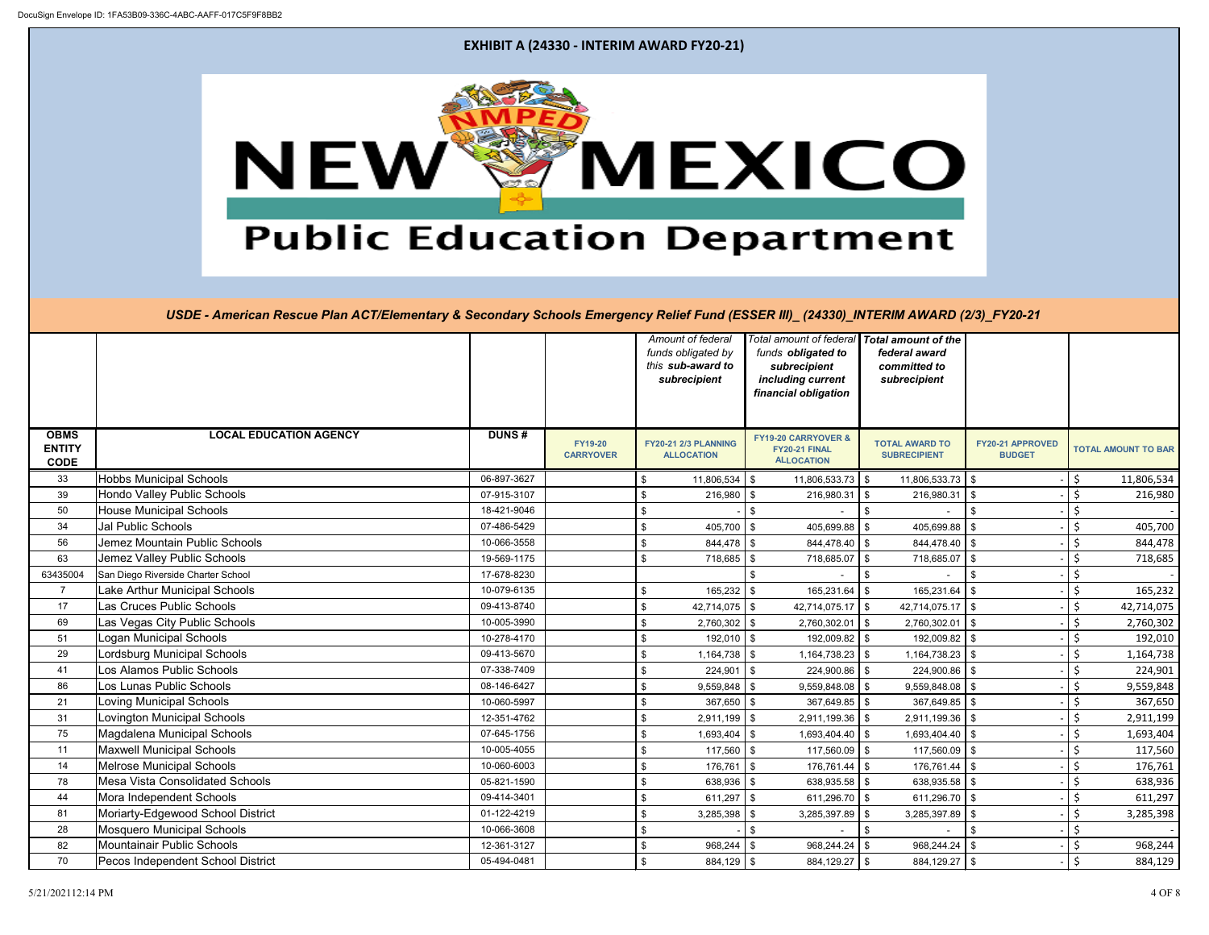DocuSign Envelope ID: 1FA53B09-336C-4ABC-AAFF-017C5F9F8BB2

# EXHIBIT A (24330 - INTERIM AWARD FY20-21)

NEW MEXICO Public Education Department

*USDE - American Rescue Plan ACT/Elementary & Secondary Schools Emergency Relief Fund (ESSER III)_ (24330)_INTERIM AWARD (2/3)_FY20-21*

| | | | | *Amount of federal funds obligated by this **sub-award to subrecipient*** | *Total amount of federal funds **obligated to subrecipient including current financial obligation*** | ***Total amount of the federal award committed to subrecipient*** | | |
|---|---|---|---|---|---|---|---|---|
| **OBMS ENTITY CODE** | **LOCAL EDUCATION AGENCY** | **DUNS #** | **FY19-20 CARRYOVER** | **FY20-21 2/3 PLANNING ALLOCATION** | **FY19-20 CARRYOVER & FY20-21 FINAL ALLOCATION** | **TOTAL AWARD TO SUBRECIPIENT** | **FY20-21 APPROVED BUDGET** | **TOTAL AMOUNT TO BAR** |
| 33 | Hobbs Municipal Schools | 06-897-3627 | | $ 11,806,534 | $ 11,806,533.73 | $ 11,806,533.73 | $ - | $ 11,806,534 |
| 39 | Hondo Valley Public Schools | 07-915-3107 | | $ 216,980 | $ 216,980.31 | $ 216,980.31 | $ - | $ 216,980 |
| 50 | House Municipal Schools | 18-421-9046 | | $ - | $ - | $ - | $ - | $ - |
| 34 | Jal Public Schools | 07-486-5429 | | $ 405,700 | $ 405,699.88 | $ 405,699.88 | $ - | $ 405,700 |
| 56 | Jemez Mountain Public Schools | 10-066-3558 | | $ 844,478 | $ 844,478.40 | $ 844,478.40 | $ - | $ 844,478 |
| 63 | Jemez Valley Public Schools | 19-569-1175 | | $ 718,685 | $ 718,685.07 | $ 718,685.07 | $ - | $ 718,685 |
| 63435004 | San Diego Riverside Charter School | 17-678-8230 | | | $ - | $ - | $ - | $ - |
| 7 | Lake Arthur Municipal Schools | 10-079-6135 | | $ 165,232 | $ 165,231.64 | $ 165,231.64 | $ - | $ 165,232 |
| 17 | Las Cruces Public Schools | 09-413-8740 | | $ 42,714,075 | $ 42,714,075.17 | $ 42,714,075.17 | $ - | $ 42,714,075 |
| 69 | Las Vegas City Public Schools | 10-005-3990 | | $ 2,760,302 | $ 2,760,302.01 | $ 2,760,302.01 | $ - | $ 2,760,302 |
| 51 | Logan Municipal Schools | 10-278-4170 | | $ 192,010 | $ 192,009.82 | $ 192,009.82 | $ - | $ 192,010 |
| 29 | Lordsburg Municipal Schools | 09-413-5670 | | $ 1,164,738 | $ 1,164,738.23 | $ 1,164,738.23 | $ - | $ 1,164,738 |
| 41 | Los Alamos Public Schools | 07-338-7409 | | $ 224,901 | $ 224,900.86 | $ 224,900.86 | $ - | $ 224,901 |
| 86 | Los Lunas Public Schools | 08-146-6427 | | $ 9,559,848 | $ 9,559,848.08 | $ 9,559,848.08 | $ - | $ 9,559,848 |
| 21 | Loving Municipal Schools | 10-060-5997 | | $ 367,650 | $ 367,649.85 | $ 367,649.85 | $ - | $ 367,650 |
| 31 | Lovington Municipal Schools | 12-351-4762 | | $ 2,911,199 | $ 2,911,199.36 | $ 2,911,199.36 | $ - | $ 2,911,199 |
| 75 | Magdalena Municipal Schools | 07-645-1756 | | $ 1,693,404 | $ 1,693,404.40 | $ 1,693,404.40 | $ - | $ 1,693,404 |
| 11 | Maxwell Municipal Schools | 10-005-4055 | | $ 117,560 | $ 117,560.09 | $ 117,560.09 | $ - | $ 117,560 |
| 14 | Melrose Municipal Schools | 10-060-6003 | | $ 176,761 | $ 176,761.44 | $ 176,761.44 | $ - | $ 176,761 |
| 78 | Mesa Vista Consolidated Schools | 05-821-1590 | | $ 638,936 | $ 638,935.58 | $ 638,935.58 | $ - | $ 638,936 |
| 44 | Mora Independent Schools | 09-414-3401 | | $ 611,297 | $ 611,296.70 | $ 611,296.70 | $ - | $ 611,297 |
| 81 | Moriarty-Edgewood School District | 01-122-4219 | | $ 3,285,398 | $ 3,285,397.89 | $ 3,285,397.89 | $ - | $ 3,285,398 |
| 28 | Mosquero Municipal Schools | 10-066-3608 | | $ - | $ - | $ - | $ - | $ - |
| 82 | Mountainair Public Schools | 12-361-3127 | | $ 968,244 | $ 968,244.24 | $ 968,244.24 | $ - | $ 968,244 |
| 70 | Pecos Independent School District | 05-494-0481 | | $ 884,129 | $ 884,129.27 | $ 884,129.27 | $ - | $ 884,129 |

5/21/202112:14 PM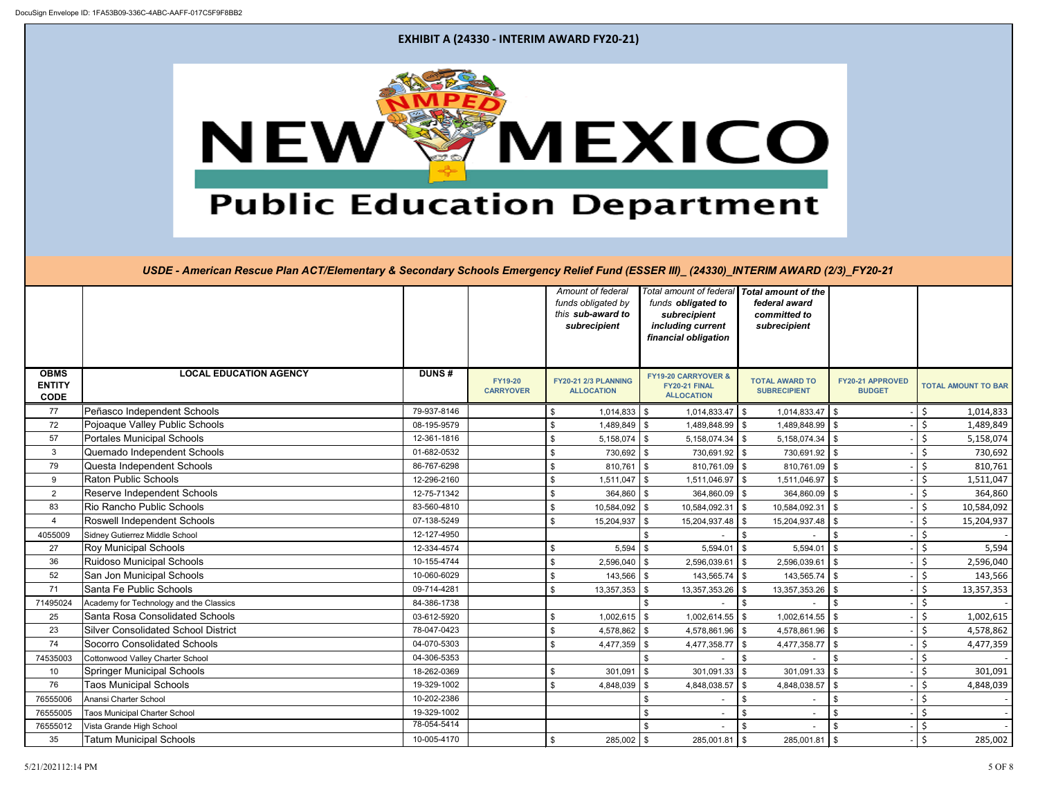# EXHIBIT A (24330 - INTERIM AWARD FY20-21)

NEW MEXICO Public Education Department

*USDE - American Rescue Plan ACT/Elementary & Secondary Schools Emergency Relief Fund (ESSER III)_ (24330)_INTERIM AWARD (2/3)_FY20-21*

| | | | | *Amount of federal funds obligated by this **sub-award** to **subrecipient*** | *Total amount of federal funds **obligated to subrecipient including current financial obligation*** | ***Total amount of the federal award committed to subrecipient*** | | |
|---|---|---|---|---|---|---|---|---|
| **OBMS ENTITY CODE** | **LOCAL EDUCATION AGENCY** | **DUNS #** | **FY19-20 CARRYOVER** | **FY20-21 2/3 PLANNING ALLOCATION** | **FY19-20 CARRYOVER & FY20-21 FINAL ALLOCATION** | **TOTAL AWARD TO SUBRECIPIENT** | **FY20-21 APPROVED BUDGET** | **TOTAL AMOUNT TO BAR** |
| 77 | Peñasco Independent Schools | 79-937-8146 | | $ 1,014,833 | $ 1,014,833.47 | $ 1,014,833.47 | $ - | $ 1,014,833 |
| 72 | Pojoaque Valley Public Schools | 08-195-9579 | | $ 1,489,849 | $ 1,489,848.99 | $ 1,489,848.99 | $ - | $ 1,489,849 |
| 57 | Portales Municipal Schools | 12-361-1816 | | $ 5,158,074 | $ 5,158,074.34 | $ 5,158,074.34 | $ - | $ 5,158,074 |
| 3 | Quemado Independent Schools | 01-682-0532 | | $ 730,692 | $ 730,691.92 | $ 730,691.92 | $ - | $ 730,692 |
| 79 | Questa Independent Schools | 86-767-6298 | | $ 810,761 | $ 810,761.09 | $ 810,761.09 | $ - | $ 810,761 |
| 9 | Raton Public Schools | 12-296-2160 | | $ 1,511,047 | $ 1,511,046.97 | $ 1,511,046.97 | $ - | $ 1,511,047 |
| 2 | Reserve Independent Schools | 12-75-71342 | | $ 364,860 | $ 364,860.09 | $ 364,860.09 | $ - | $ 364,860 |
| 83 | Rio Rancho Public Schools | 83-560-4810 | | $ 10,584,092 | $ 10,584,092.31 | $ 10,584,092.31 | $ - | $ 10,584,092 |
| 4 | Roswell Independent Schools | 07-138-5249 | | $ 15,204,937 | $ 15,204,937.48 | $ 15,204,937.48 | $ - | $ 15,204,937 |
| 4055009 | Sidney Gutierrez Middle School | 12-127-4950 | | | $ - | $ - | $ - | $ - |
| 27 | Roy Municipal Schools | 12-334-4574 | | $ 5,594 | $ 5,594.01 | $ 5,594.01 | $ - | $ 5,594 |
| 36 | Ruidoso Municipal Schools | 10-155-4744 | | $ 2,596,040 | $ 2,596,039.61 | $ 2,596,039.61 | $ - | $ 2,596,040 |
| 52 | San Jon Municipal Schools | 10-060-6029 | | $ 143,566 | $ 143,565.74 | $ 143,565.74 | $ - | $ 143,566 |
| 71 | Santa Fe Public Schools | 09-714-4281 | | $ 13,357,353 | $ 13,357,353.26 | $ 13,357,353.26 | $ - | $ 13,357,353 |
| 71495024 | Academy for Technology and the Classics | 84-386-1738 | | | $ - | $ - | $ - | $ - |
| 25 | Santa Rosa Consolidated Schools | 03-612-5920 | | $ 1,002,615 | $ 1,002,614.55 | $ 1,002,614.55 | $ - | $ 1,002,615 |
| 23 | Silver Consolidated School District | 78-047-0423 | | $ 4,578,862 | $ 4,578,861.96 | $ 4,578,861.96 | $ - | $ 4,578,862 |
| 74 | Socorro Consolidated Schools | 04-070-5303 | | $ 4,477,359 | $ 4,477,358.77 | $ 4,477,358.77 | $ - | $ 4,477,359 |
| 74535003 | Cottonwood Valley Charter School | 04-306-5353 | | | $ - | $ - | $ - | $ - |
| 10 | Springer Municipal Schools | 18-262-0369 | | $ 301,091 | $ 301,091.33 | $ 301,091.33 | $ - | $ 301,091 |
| 76 | Taos Municipal Schools | 19-329-1002 | | $ 4,848,039 | $ 4,848,038.57 | $ 4,848,038.57 | $ - | $ 4,848,039 |
| 76555006 | Anansi Charter School | 10-202-2386 | | | $ - | $ - | $ - | $ - |
| 76555005 | Taos Municipal Charter School | 19-329-1002 | | | $ - | $ - | $ - | $ - |
| 76555012 | Vista Grande High School | 78-054-5414 | | | $ - | $ - | $ - | $ - |
| 35 | Tatum Municipal Schools | 10-005-4170 | | $ 285,002 | $ 285,001.81 | $ 285,001.81 | $ - | $ 285,002 |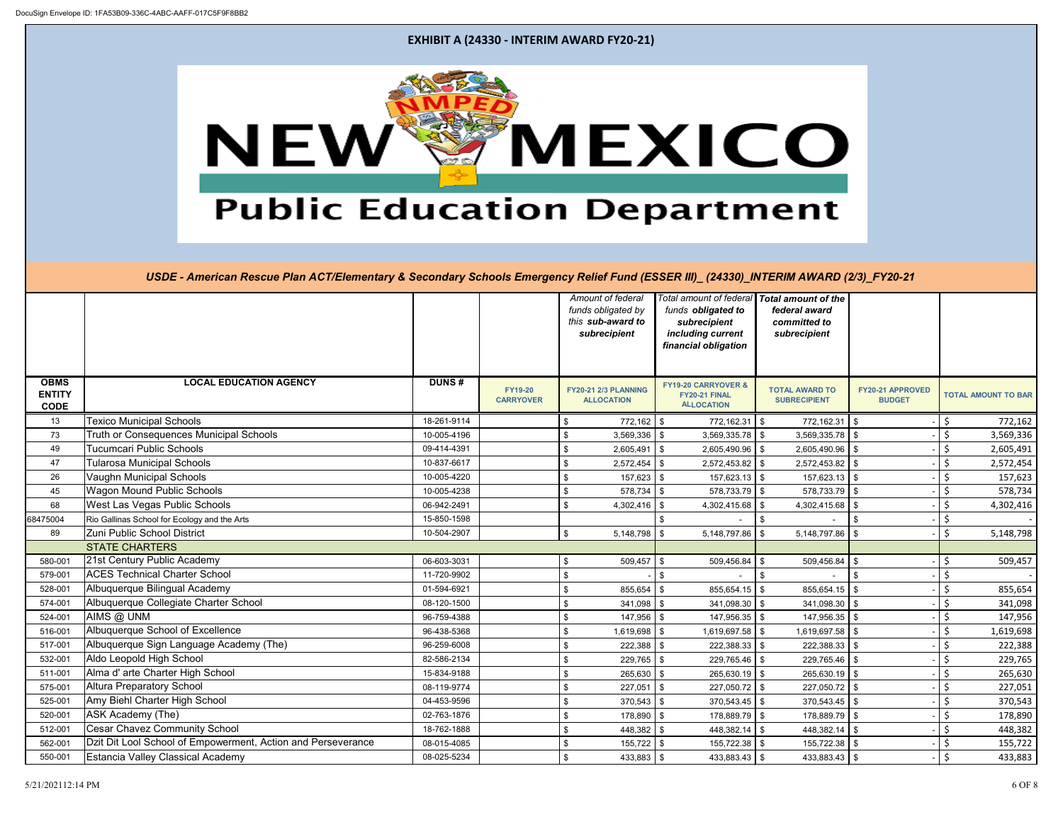DocuSign Envelope ID: 1FA53B09-336C-4ABC-AAFF-017C5F9F8BB2

## EXHIBIT A (24330 - INTERIM AWARD FY20-21)

# NEW MEXICO Public Education Department

*USDE - American Rescue Plan ACT/Elementary & Secondary Schools Emergency Relief Fund (ESSER III)_ (24330)_INTERIM AWARD (2/3)_FY20-21*

| | | | | *Amount of federal funds obligated by this sub-award to subrecipient* | *Total amount of federal funds obligated to subrecipient including current financial obligation* | *Total amount of the federal award committed to subrecipient* | | |
|---|---|---|---|---|---|---|---|---|
| **OBMS ENTITY CODE** | **LOCAL EDUCATION AGENCY** | **DUNS #** | **FY19-20 CARRYOVER** | **FY20-21 2/3 PLANNING ALLOCATION** | **FY19-20 CARRYOVER & FY20-21 FINAL ALLOCATION** | **TOTAL AWARD TO SUBRECIPIENT** | **FY20-21 APPROVED BUDGET** | **TOTAL AMOUNT TO BAR** |
| 13 | Texico Municipal Schools | 18-261-9114 | | $ 772,162 | $ 772,162.31 | $ 772,162.31 | $ - | $ 772,162 |
| 73 | Truth or Consequences Municipal Schools | 10-005-4196 | | $ 3,569,336 | $ 3,569,335.78 | $ 3,569,335.78 | $ - | $ 3,569,336 |
| 49 | Tucumcari Public Schools | 09-414-4391 | | $ 2,605,491 | $ 2,605,490.96 | $ 2,605,490.96 | $ - | $ 2,605,491 |
| 47 | Tularosa Municipal Schools | 10-837-6617 | | $ 2,572,454 | $ 2,572,453.82 | $ 2,572,453.82 | $ - | $ 2,572,454 |
| 26 | Vaughn Municipal Schools | 10-005-4220 | | $ 157,623 | $ 157,623.13 | $ 157,623.13 | $ - | $ 157,623 |
| 45 | Wagon Mound Public Schools | 10-005-4238 | | $ 578,734 | $ 578,733.79 | $ 578,733.79 | $ - | $ 578,734 |
| 68 | West Las Vegas Public Schools | 06-942-2491 | | $ 4,302,416 | $ 4,302,415.68 | $ 4,302,415.68 | $ - | $ 4,302,416 |
| 68475004 | Rio Gallinas School for Ecology and the Arts | 15-850-1598 | | | $ - | $ - | $ - | $ - |
| 89 | Zuni Public School District | 10-504-2907 | | $ 5,148,798 | $ 5,148,797.86 | $ 5,148,797.86 | $ - | $ 5,148,798 |
| | STATE CHARTERS | | | | | | | |
| 580-001 | 21st Century Public Academy | 06-603-3031 | | $ 509,457 | $ 509,456.84 | $ 509,456.84 | $ - | $ 509,457 |
| 579-001 | ACES Technical Charter School | 11-720-9902 | | $ - | $ - | $ - | $ - | $ - |
| 528-001 | Albuquerque Bilingual Academy | 01-594-6921 | | $ 855,654 | $ 855,654.15 | $ 855,654.15 | $ - | $ 855,654 |
| 574-001 | Albuquerque Collegiate Charter School | 08-120-1500 | | $ 341,098 | $ 341,098.30 | $ 341,098.30 | $ - | $ 341,098 |
| 524-001 | AIMS @ UNM | 96-759-4388 | | $ 147,956 | $ 147,956.35 | $ 147,956.35 | $ - | $ 147,956 |
| 516-001 | Albuquerque School of Excellence | 96-438-5368 | | $ 1,619,698 | $ 1,619,697.58 | $ 1,619,697.58 | $ - | $ 1,619,698 |
| 517-001 | Albuquerque Sign Language Academy (The) | 96-259-6008 | | $ 222,388 | $ 222,388.33 | $ 222,388.33 | $ - | $ 222,388 |
| 532-001 | Aldo Leopold High School | 82-586-2134 | | $ 229,765 | $ 229,765.46 | $ 229,765.46 | $ - | $ 229,765 |
| 511-001 | Alma d' arte Charter High School | 15-834-9188 | | $ 265,630 | $ 265,630.19 | $ 265,630.19 | $ - | $ 265,630 |
| 575-001 | Altura Preparatory School | 08-119-9774 | | $ 227,051 | $ 227,050.72 | $ 227,050.72 | $ - | $ 227,051 |
| 525-001 | Amy Biehl Charter High School | 04-453-9596 | | $ 370,543 | $ 370,543.45 | $ 370,543.45 | $ - | $ 370,543 |
| 520-001 | ASK Academy (The) | 02-763-1876 | | $ 178,890 | $ 178,889.79 | $ 178,889.79 | $ - | $ 178,890 |
| 512-001 | Cesar Chavez Community School | 18-762-1888 | | $ 448,382 | $ 448,382.14 | $ 448,382.14 | $ - | $ 448,382 |
| 562-001 | Dzit Dit Lool School of Empowerment, Action and Perseverance | 08-015-4085 | | $ 155,722 | $ 155,722.38 | $ 155,722.38 | $ - | $ 155,722 |
| 550-001 | Estancia Valley Classical Academy | 08-025-5234 | | $ 433,883 | $ 433,883.43 | $ 433,883.43 | $ - | $ 433,883 |

5/21/2021 12:14 PM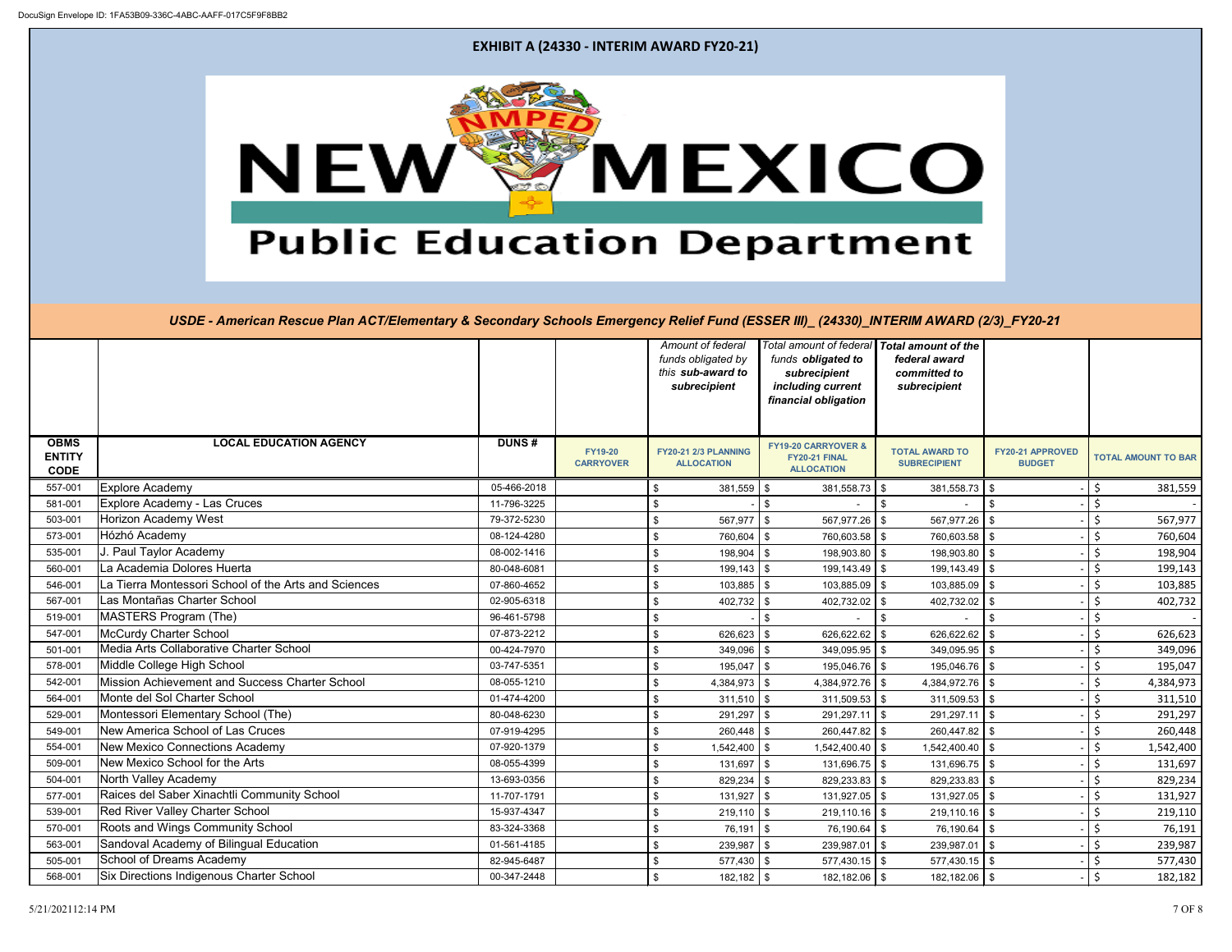DocuSign Envelope ID: 1FA53B09-336C-4ABC-AAFF-017C5F9F8BB2

# EXHIBIT A (24330 - INTERIM AWARD FY20-21)

NMPED NEW MEXICO Public Education Department

## USDE - American Rescue Plan ACT/Elementary & Secondary Schools Emergency Relief Fund (ESSER III)_ (24330)_INTERIM AWARD (2/3)_FY20-21

| | | | | *Amount of federal funds obligated by this **sub-award to subrecipient*** | *Total amount of federal funds **obligated to subrecipient including current financial obligation*** | ***Total amount of the federal award committed to subrecipient*** | | |
|---|---|---|---|---|---|---|---|---|
| **OBMS ENTITY CODE** | **LOCAL EDUCATION AGENCY** | **DUNS #** | **FY19-20 CARRYOVER** | **FY20-21 2/3 PLANNING ALLOCATION** | **FY19-20 CARRYOVER & FY20-21 FINAL ALLOCATION** | **TOTAL AWARD TO SUBRECIPIENT** | **FY20-21 APPROVED BUDGET** | **TOTAL AMOUNT TO BAR** |
| 557-001 | Explore Academy | 05-466-2018 | | $ 381,559 | $ 381,558.73 | $ 381,558.73 | $ - | $ 381,559 |
| 581-001 | Explore Academy - Las Cruces | 11-796-3225 | | $ - | $ - | $ - | $ - | $ - |
| 503-001 | Horizon Academy West | 79-372-5230 | | $ 567,977 | $ 567,977.26 | $ 567,977.26 | $ - | $ 567,977 |
| 573-001 | Hózhó Academy | 08-124-4280 | | $ 760,604 | $ 760,603.58 | $ 760,603.58 | $ - | $ 760,604 |
| 535-001 | J. Paul Taylor Academy | 08-002-1416 | | $ 198,904 | $ 198,903.80 | $ 198,903.80 | $ - | $ 198,904 |
| 560-001 | La Academia Dolores Huerta | 80-048-6081 | | $ 199,143 | $ 199,143.49 | $ 199,143.49 | $ - | $ 199,143 |
| 546-001 | La Tierra Montessori School of the Arts and Sciences | 07-860-4652 | | $ 103,885 | $ 103,885.09 | $ 103,885.09 | $ - | $ 103,885 |
| 567-001 | Las Montañas Charter School | 02-905-6318 | | $ 402,732 | $ 402,732.02 | $ 402,732.02 | $ - | $ 402,732 |
| 519-001 | MASTERS Program (The) | 96-461-5798 | | $ - | $ - | $ - | $ - | $ - |
| 547-001 | McCurdy Charter School | 07-873-2212 | | $ 626,623 | $ 626,622.62 | $ 626,622.62 | $ - | $ 626,623 |
| 501-001 | Media Arts Collaborative Charter School | 00-424-7970 | | $ 349,096 | $ 349,095.95 | $ 349,095.95 | $ - | $ 349,096 |
| 578-001 | Middle College High School | 03-747-5351 | | $ 195,047 | $ 195,046.76 | $ 195,046.76 | $ - | $ 195,047 |
| 542-001 | Mission Achievement and Success Charter School | 08-055-1210 | | $ 4,384,973 | $ 4,384,972.76 | $ 4,384,972.76 | $ - | $ 4,384,973 |
| 564-001 | Monte del Sol Charter School | 01-474-4200 | | $ 311,510 | $ 311,509.53 | $ 311,509.53 | $ - | $ 311,510 |
| 529-001 | Montessori Elementary School (The) | 80-048-6230 | | $ 291,297 | $ 291,297.11 | $ 291,297.11 | $ - | $ 291,297 |
| 549-001 | New America School of Las Cruces | 07-919-4295 | | $ 260,448 | $ 260,447.82 | $ 260,447.82 | $ - | $ 260,448 |
| 554-001 | New Mexico Connections Academy | 07-920-1379 | | $ 1,542,400 | $ 1,542,400.40 | $ 1,542,400.40 | $ - | $ 1,542,400 |
| 509-001 | New Mexico School for the Arts | 08-055-4399 | | $ 131,697 | $ 131,696.75 | $ 131,696.75 | $ - | $ 131,697 |
| 504-001 | North Valley Academy | 13-693-0356 | | $ 829,234 | $ 829,233.83 | $ 829,233.83 | $ - | $ 829,234 |
| 577-001 | Raices del Saber Xinachtli Community School | 11-707-1791 | | $ 131,927 | $ 131,927.05 | $ 131,927.05 | $ - | $ 131,927 |
| 539-001 | Red River Valley Charter School | 15-937-4347 | | $ 219,110 | $ 219,110.16 | $ 219,110.16 | $ - | $ 219,110 |
| 570-001 | Roots and Wings Community School | 83-324-3368 | | $ 76,191 | $ 76,190.64 | $ 76,190.64 | $ - | $ 76,191 |
| 563-001 | Sandoval Academy of Bilingual Education | 01-561-4185 | | $ 239,987 | $ 239,987.01 | $ 239,987.01 | $ - | $ 239,987 |
| 505-001 | School of Dreams Academy | 82-945-6487 | | $ 577,430 | $ 577,430.15 | $ 577,430.15 | $ - | $ 577,430 |
| 568-001 | Six Directions Indigenous Charter School | 00-347-2448 | | $ 182,182 | $ 182,182.06 | $ 182,182.06 | $ - | $ 182,182 |

5/21/2021 12:14 PM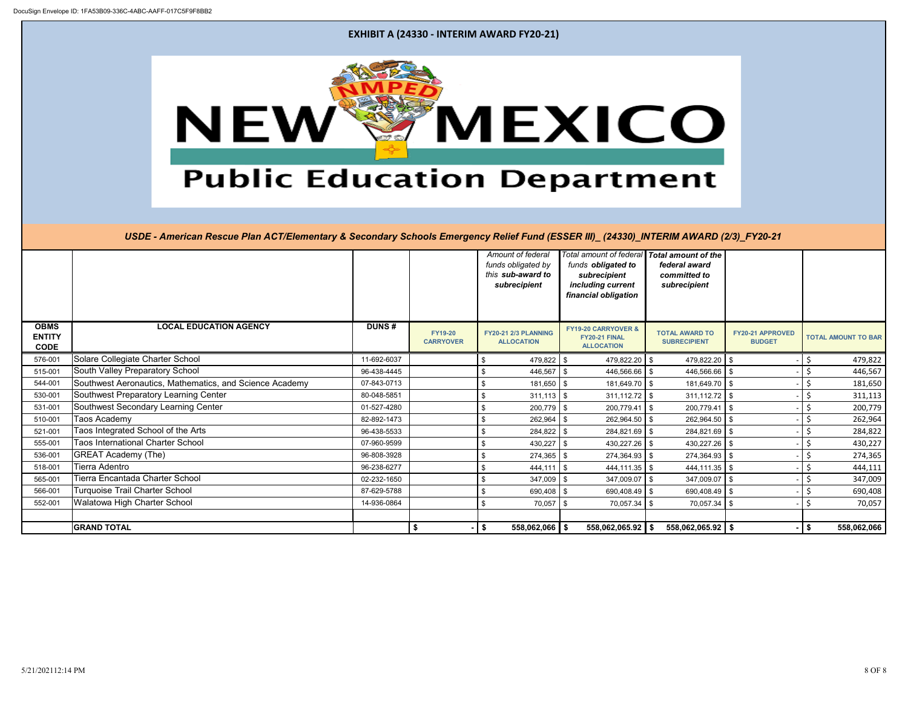DocuSign Envelope ID: 1FA53B09-336C-4ABC-AAFF-017C5F9F8BB2

# EXHIBIT A (24330 - INTERIM AWARD FY20-21)

NEW MEXICO Public Education Department

*USDE - American Rescue Plan ACT/Elementary & Secondary Schools Emergency Relief Fund (ESSER III)_ (24330)_INTERIM AWARD (2/3)_FY20-21*

| | | | | *Amount of federal funds obligated by this **sub-award to subrecipient*** | *Total amount of federal funds **obligated to subrecipient including current financial obligation*** | ***Total amount of the federal award committed to subrecipient*** | | |
|---|---|---|---|---|---|---|---|---|
| **OBMS ENTITY CODE** | **LOCAL EDUCATION AGENCY** | **DUNS #** | **FY19-20 CARRYOVER** | **FY20-21 2/3 PLANNING ALLOCATION** | **FY19-20 CARRYOVER & FY20-21 FINAL ALLOCATION** | **TOTAL AWARD TO SUBRECIPIENT** | **FY20-21 APPROVED BUDGET** | **TOTAL AMOUNT TO BAR** |
| 576-001 | Solare Collegiate Charter School | 11-692-6037 | | $ 479,822 | $ 479,822.20 | $ 479,822.20 | $ - | $ 479,822 |
| 515-001 | South Valley Preparatory School | 96-438-4445 | | $ 446,567 | $ 446,566.66 | $ 446,566.66 | $ - | $ 446,567 |
| 544-001 | Southwest Aeronautics, Mathematics, and Science Academy | 07-843-0713 | | $ 181,650 | $ 181,649.70 | $ 181,649.70 | $ - | $ 181,650 |
| 530-001 | Southwest Preparatory Learning Center | 80-048-5851 | | $ 311,113 | $ 311,112.72 | $ 311,112.72 | $ - | $ 311,113 |
| 531-001 | Southwest Secondary Learning Center | 01-527-4280 | | $ 200,779 | $ 200,779.41 | $ 200,779.41 | $ - | $ 200,779 |
| 510-001 | Taos Academy | 82-892-1473 | | $ 262,964 | $ 262,964.50 | $ 262,964.50 | $ - | $ 262,964 |
| 521-001 | Taos Integrated School of the Arts | 96-438-5533 | | $ 284,822 | $ 284,821.69 | $ 284,821.69 | $ - | $ 284,822 |
| 555-001 | Taos International Charter School | 07-960-9599 | | $ 430,227 | $ 430,227.26 | $ 430,227.26 | $ - | $ 430,227 |
| 536-001 | GREAT Academy (The) | 96-808-3928 | | $ 274,365 | $ 274,364.93 | $ 274,364.93 | $ - | $ 274,365 |
| 518-001 | Tierra Adentro | 96-238-6277 | | $ 444,111 | $ 444,111.35 | $ 444,111.35 | $ - | $ 444,111 |
| 565-001 | Tierra Encantada Charter School | 02-232-1650 | | $ 347,009 | $ 347,009.07 | $ 347,009.07 | $ - | $ 347,009 |
| 566-001 | Turquoise Trail Charter School | 87-629-5788 | | $ 690,408 | $ 690,408.49 | $ 690,408.49 | $ - | $ 690,408 |
| 552-001 | Walatowa High Charter School | 14-936-0864 | | $ 70,057 | $ 70,057.34 | $ 70,057.34 | $ - | $ 70,057 |
| | | | | | | | | |
| | **GRAND TOTAL** | | **$ -** | **$ 558,062,066** | **$ 558,062,065.92** | **$ 558,062,065.92** | **$ -** | **$ 558,062,066** |

5/21/2021 12:14 PM